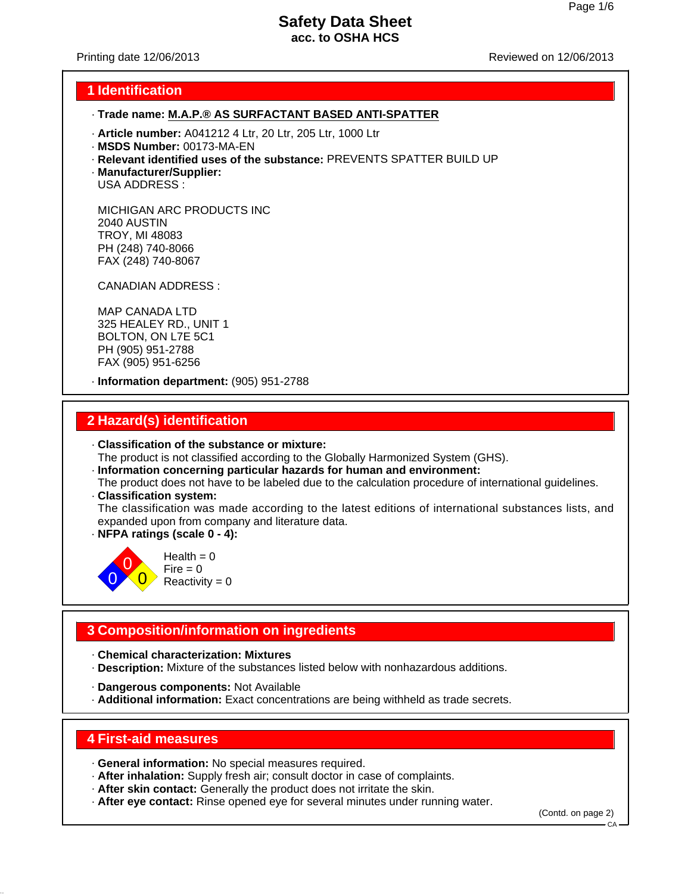# Safety Data Sheet
**acc. to OSHA HCS**

Printing date 12/06/2013 Reviewed on 12/06/2013

## 1 Identification

· **Trade name: M.A.P.® AS SURFACTANT BASED ANTI-SPATTER**

· **Article number:** A041212 4 Ltr, 20 Ltr, 205 Ltr, 1000 Ltr
· **MSDS Number:** 00173-MA-EN
· **Relevant identified uses of the substance:** PREVENTS SPATTER BUILD UP
· **Manufacturer/Supplier:**
USA ADDRESS :

MICHIGAN ARC PRODUCTS INC
2040 AUSTIN
TROY, MI 48083
PH (248) 740-8066
FAX (248) 740-8067

CANADIAN ADDRESS :

MAP CANADA LTD
325 HEALEY RD., UNIT 1
BOLTON, ON L7E 5C1
PH (905) 951-2788
FAX (905) 951-6256

· **Information department:** (905) 951-2788

## 2 Hazard(s) identification

· **Classification of the substance or mixture:**
The product is not classified according to the Globally Harmonized System (GHS).
· **Information concerning particular hazards for human and environment:**
The product does not have to be labeled due to the calculation procedure of international guidelines.
· **Classification system:**
The classification was made according to the latest editions of international substances lists, and expanded upon from company and literature data.
· **NFPA ratings (scale 0 - 4):**

Health = 0
Fire = 0
Reactivity = 0

## 3 Composition/information on ingredients

· **Chemical characterization: Mixtures**
· **Description:** Mixture of the substances listed below with nonhazardous additions.

· **Dangerous components:** Not Available
· **Additional information:** Exact concentrations are being withheld as trade secrets.

## 4 First-aid measures

· **General information:** No special measures required.
· **After inhalation:** Supply fresh air; consult doctor in case of complaints.
· **After skin contact:** Generally the product does not irritate the skin.
· **After eye contact:** Rinse opened eye for several minutes under running water.

(Contd. on page 2)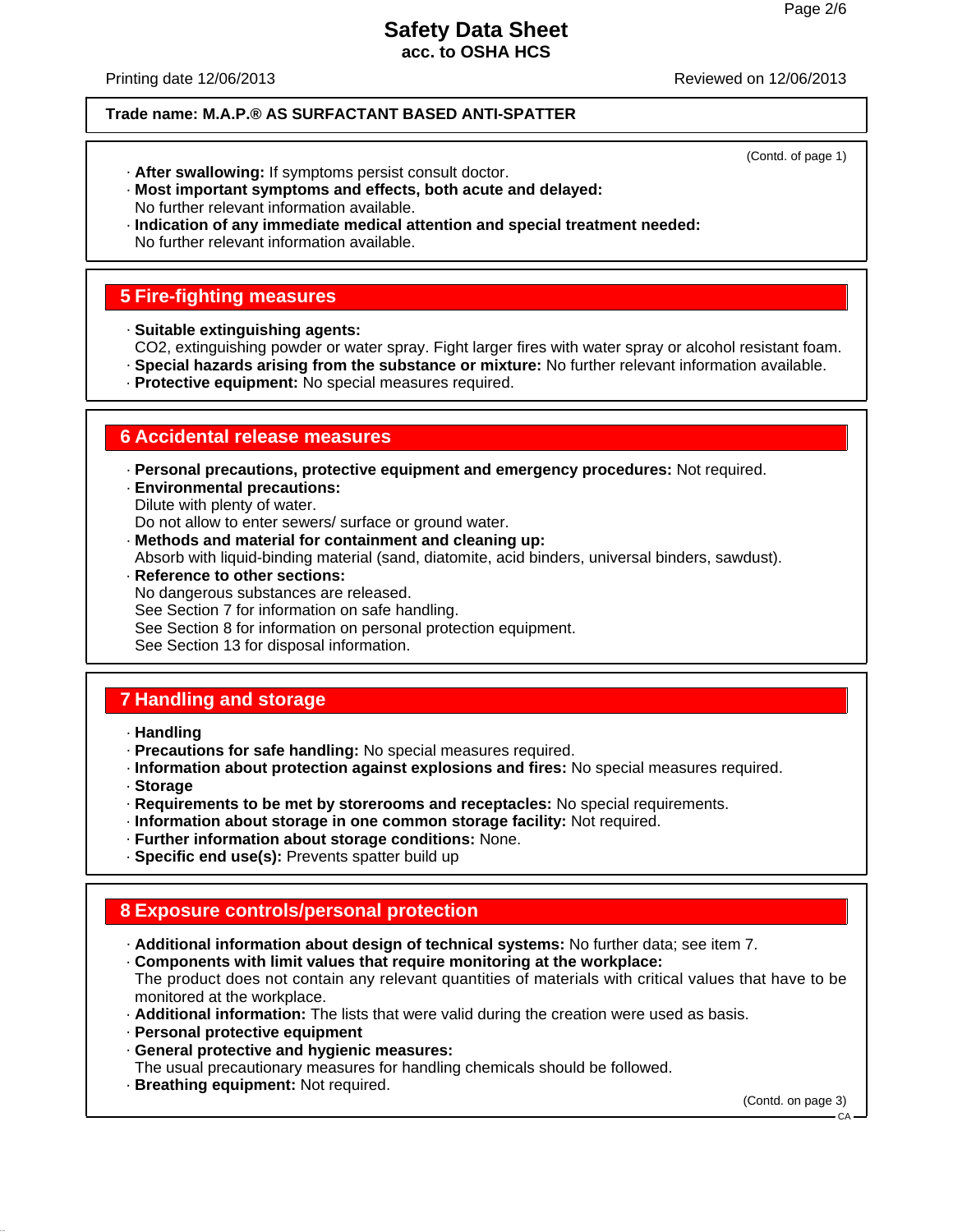Trade name: M.A.P.® AS SURFACTANT BASED ANTI-SPATTER

(Contd. of page 1)

· **After swallowing:** If symptoms persist consult doctor.
· **Most important symptoms and effects, both acute and delayed:**
No further relevant information available.
· **Indication of any immediate medical attention and special treatment needed:**
No further relevant information available.

## 5 Fire-fighting measures

· **Suitable extinguishing agents:**
$CO_2$, extinguishing powder or water spray. Fight larger fires with water spray or alcohol resistant foam.
· **Special hazards arising from the substance or mixture:** No further relevant information available.
· **Protective equipment:** No special measures required.

## 6 Accidental release measures

· **Personal precautions, protective equipment and emergency procedures:** Not required.
· **Environmental precautions:**
Dilute with plenty of water.
Do not allow to enter sewers/ surface or ground water.
· **Methods and material for containment and cleaning up:**
Absorb with liquid-binding material (sand, diatomite, acid binders, universal binders, sawdust).
· **Reference to other sections:**
No dangerous substances are released.
See Section 7 for information on safe handling.
See Section 8 for information on personal protection equipment.
See Section 13 for disposal information.

## 7 Handling and storage

· **Handling**
· **Precautions for safe handling:** No special measures required.
· **Information about protection against explosions and fires:** No special measures required.
· **Storage**
· **Requirements to be met by storerooms and receptacles:** No special requirements.
· **Information about storage in one common storage facility:** Not required.
· **Further information about storage conditions:** None.
· **Specific end use(s):** Prevents spatter build up

## 8 Exposure controls/personal protection

· **Additional information about design of technical systems:** No further data; see item 7.
· **Components with limit values that require monitoring at the workplace:**
The product does not contain any relevant quantities of materials with critical values that have to be monitored at the workplace.
· **Additional information:** The lists that were valid during the creation were used as basis.
· **Personal protective equipment**
· **General protective and hygienic measures:**
The usual precautionary measures for handling chemicals should be followed.
· **Breathing equipment:** Not required.

(Contd. on page 3)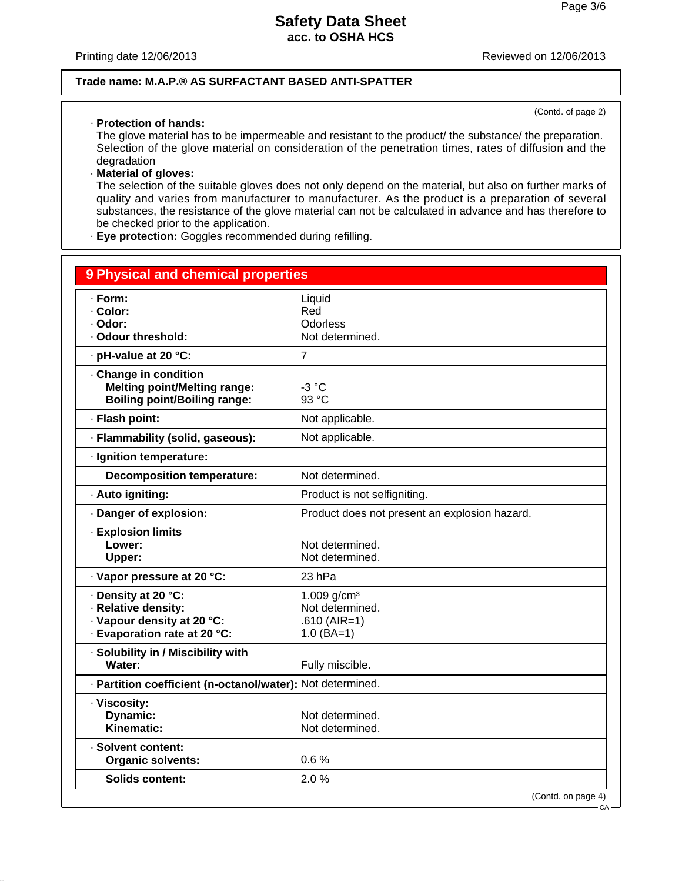Trade name: M.A.P.® AS SURFACTANT BASED ANTI-SPATTER

(Contd. of page 2)

· **Protection of hands:**
The glove material has to be impermeable and resistant to the product/ the substance/ the preparation.
Selection of the glove material on consideration of the penetration times, rates of diffusion and the degradation

· **Material of gloves:**
The selection of the suitable gloves does not only depend on the material, but also on further marks of quality and varies from manufacturer to manufacturer. As the product is a preparation of several substances, the resistance of the glove material can not be calculated in advance and has therefore to be checked prior to the application.

· **Eye protection:** Goggles recommended during refilling.

## 9 Physical and chemical properties

| Property | Value |
|---|---|
| · **Form:** | Liquid |
| · **Color:** | Red |
| · **Odor:** | Odorless |
| · **Odour threshold:** | Not determined. |
| · **pH-value at 20 °C:** | 7 |
| · **Change in condition** | |
| **Melting point/Melting range:** | -3 °C |
| **Boiling point/Boiling range:** | 93 °C |
| · **Flash point:** | Not applicable. |
| · **Flammability (solid, gaseous):** | Not applicable. |
| · **Ignition temperature:** | |
| **Decomposition temperature:** | Not determined. |
| · **Auto igniting:** | Product is not selfigniting. |
| · **Danger of explosion:** | Product does not present an explosion hazard. |
| · **Explosion limits** | |
| **Lower:** | Not determined. |
| **Upper:** | Not determined. |
| · **Vapor pressure at 20 °C:** | 23 hPa |
| · **Density at 20 °C:** | 1.009 g/cm³ |
| · **Relative density:** | Not determined. |
| · **Vapour density at 20 °C:** | .610 (AIR=1) |
| · **Evaporation rate at 20 °C:** | 1.0 (BA=1) |
| · **Solubility in / Miscibility with** | |
| **Water:** | Fully miscible. |
| · **Partition coefficient (n-octanol/water):** | Not determined. |
| · **Viscosity:** | |
| **Dynamic:** | Not determined. |
| **Kinematic:** | Not determined. |
| · **Solvent content:** | |
| **Organic solvents:** | 0.6 % |
| **Solids content:** | 2.0 % |

(Contd. on page 4)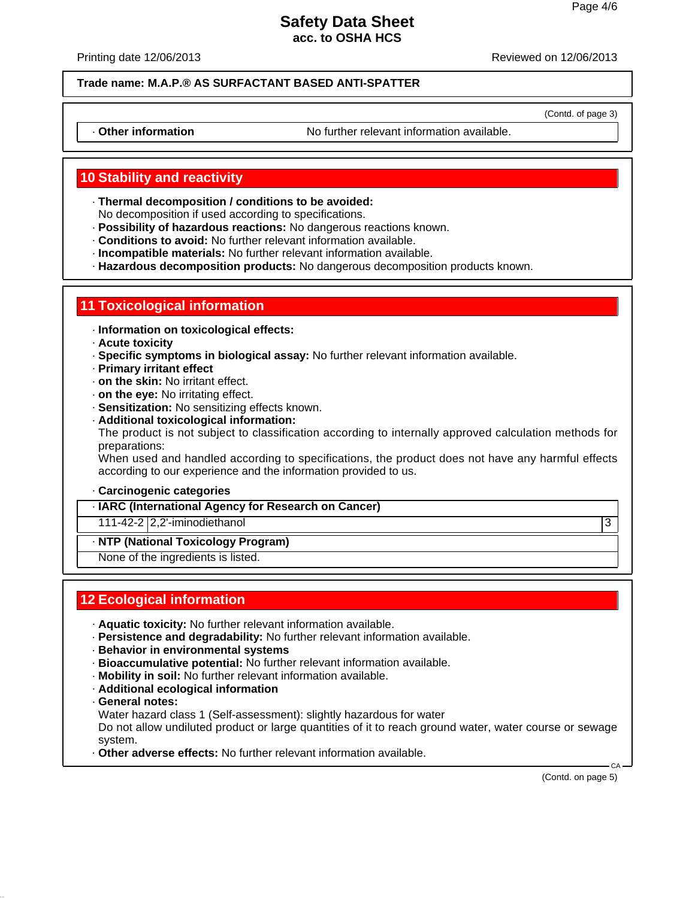(Contd. of page 3)

· **Other information** No further relevant information available.

## 10 Stability and reactivity

· **Thermal decomposition / conditions to be avoided:**
No decomposition if used according to specifications.
· **Possibility of hazardous reactions:** No dangerous reactions known.
· **Conditions to avoid:** No further relevant information available.
· **Incompatible materials:** No further relevant information available.
· **Hazardous decomposition products:** No dangerous decomposition products known.

## 11 Toxicological information

· **Information on toxicological effects:**
· **Acute toxicity**
· **Specific symptoms in biological assay:** No further relevant information available.
· **Primary irritant effect**
· **on the skin:** No irritant effect.
· **on the eye:** No irritating effect.
· **Sensitization:** No sensitizing effects known.
· **Additional toxicological information:**
The product is not subject to classification according to internally approved calculation methods for preparations:
When used and handled according to specifications, the product does not have any harmful effects according to our experience and the information provided to us.

· **Carcinogenic categories**

· **IARC (International Agency for Research on Cancer)**

| | | |
|---|---|---|
| 111-42-2 | 2,2'-iminodiethanol | 3 |

· **NTP (National Toxicology Program)**

None of the ingredients is listed.

## 12 Ecological information

· **Aquatic toxicity:** No further relevant information available.
· **Persistence and degradability:** No further relevant information available.
· **Behavior in environmental systems**
· **Bioaccumulative potential:** No further relevant information available.
· **Mobility in soil:** No further relevant information available.
· **Additional ecological information**
· **General notes:**
Water hazard class 1 (Self-assessment): slightly hazardous for water
Do not allow undiluted product or large quantities of it to reach ground water, water course or sewage system.
· **Other adverse effects:** No further relevant information available.

(Contd. on page 5)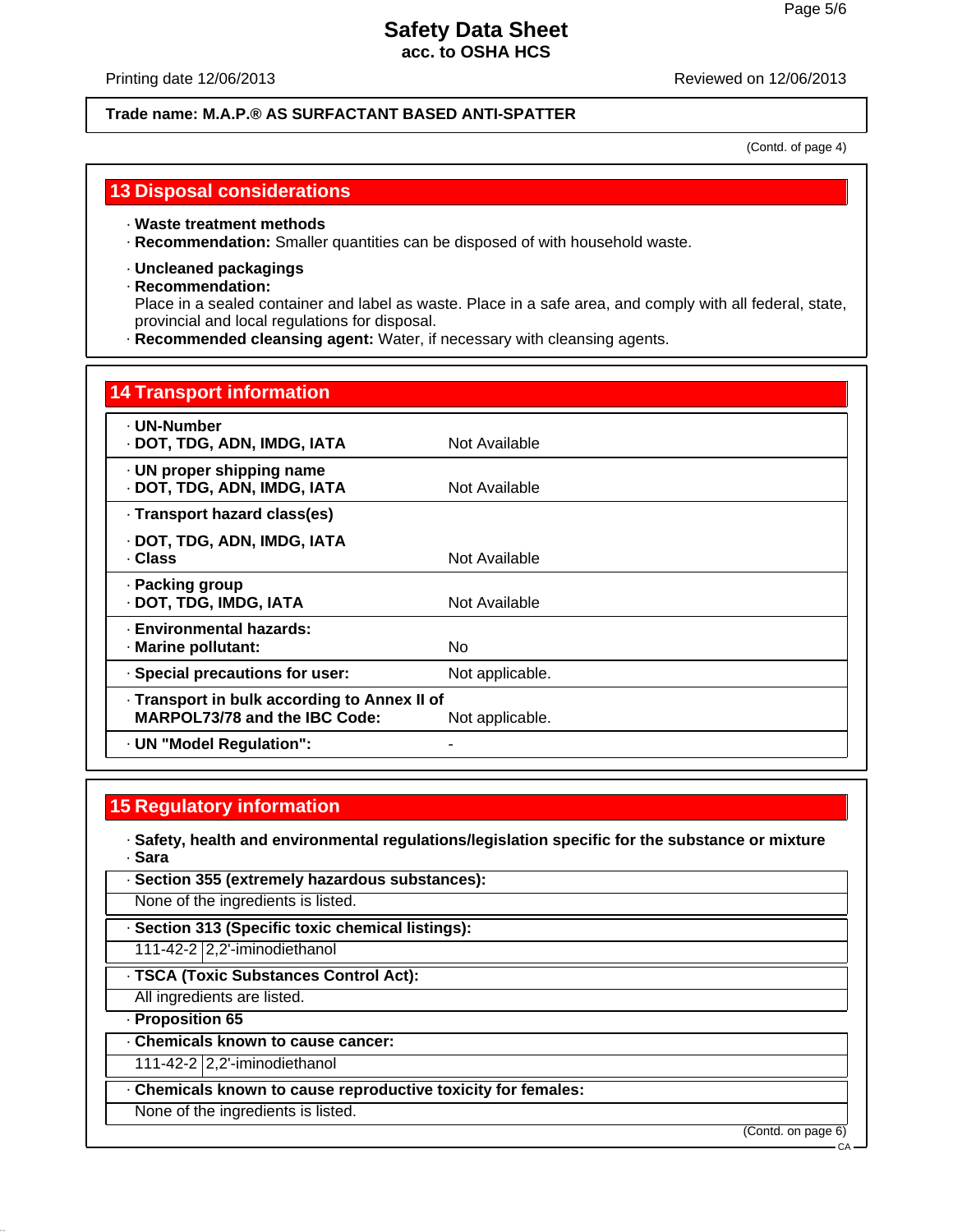Trade name: M.A.P.® AS SURFACTANT BASED ANTI-SPATTER

(Contd. of page 4)

## 13 Disposal considerations

· **Waste treatment methods**
· **Recommendation:** Smaller quantities can be disposed of with household waste.

· **Uncleaned packagings**
· **Recommendation:**
Place in a sealed container and label as waste. Place in a safe area, and comply with all federal, state, provincial and local regulations for disposal.
· **Recommended cleansing agent:** Water, if necessary with cleansing agents.

## 14 Transport information

| | |
|---|---|
| · **UN-Number**<br>· **DOT, TDG, ADN, IMDG, IATA** | Not Available |
| · **UN proper shipping name**<br>· **DOT, TDG, ADN, IMDG, IATA** | Not Available |
| · **Transport hazard class(es)**<br>· **DOT, TDG, ADN, IMDG, IATA**<br>· **Class** | Not Available |
| · **Packing group**<br>· **DOT, TDG, IMDG, IATA** | Not Available |
| · **Environmental hazards:**<br>· **Marine pollutant:** | No |
| · **Special precautions for user:** | Not applicable. |
| · **Transport in bulk according to Annex II of MARPOL73/78 and the IBC Code:** | Not applicable. |
| · **UN "Model Regulation":** | - |

## 15 Regulatory information

· **Safety, health and environmental regulations/legislation specific for the substance or mixture**
· **Sara**

· **Section 355 (extremely hazardous substances):**
None of the ingredients is listed.

· **Section 313 (Specific toxic chemical listings):**

| | |
|---|---|
| 111-42-2 | 2,2'-iminodiethanol |

· **TSCA (Toxic Substances Control Act):**
All ingredients are listed.

· **Proposition 65**

· **Chemicals known to cause cancer:**

| | |
|---|---|
| 111-42-2 | 2,2'-iminodiethanol |

· **Chemicals known to cause reproductive toxicity for females:**
None of the ingredients is listed.

(Contd. on page 6)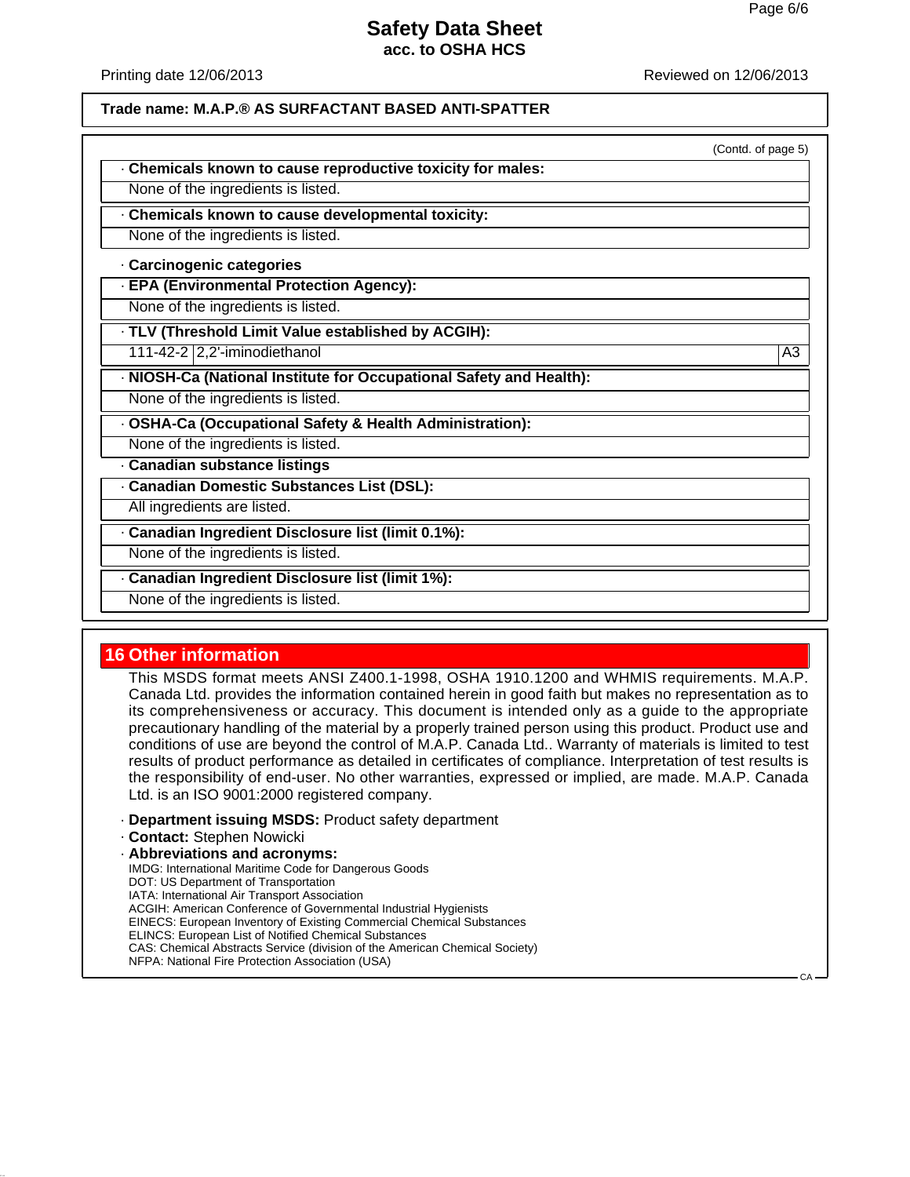Trade name: M.A.P.® AS SURFACTANT BASED ANTI-SPATTER

(Contd. of page 5)

· **Chemicals known to cause reproductive toxicity for males:**

None of the ingredients is listed.

· **Chemicals known to cause developmental toxicity:**

None of the ingredients is listed.

· **Carcinogenic categories**

· **EPA (Environmental Protection Agency):**

None of the ingredients is listed.

· **TLV (Threshold Limit Value established by ACGIH):**

| | | |
|---|---|---|
| 111-42-2 | 2,2'-iminodiethanol | A3 |

· **NIOSH-Ca (National Institute for Occupational Safety and Health):**

None of the ingredients is listed.

· **OSHA-Ca (Occupational Safety & Health Administration):**

None of the ingredients is listed.

· **Canadian substance listings**

· **Canadian Domestic Substances List (DSL):**

All ingredients are listed.

· **Canadian Ingredient Disclosure list (limit 0.1%):**

None of the ingredients is listed.

· **Canadian Ingredient Disclosure list (limit 1%):**

None of the ingredients is listed.

## 16 Other information

This MSDS format meets ANSI Z400.1-1998, OSHA 1910.1200 and WHMIS requirements. M.A.P. Canada Ltd. provides the information contained herein in good faith but makes no representation as to its comprehensiveness or accuracy. This document is intended only as a guide to the appropriate precautionary handling of the material by a properly trained person using this product. Product use and conditions of use are beyond the control of M.A.P. Canada Ltd.. Warranty of materials is limited to test results of product performance as detailed in certificates of compliance. Interpretation of test results is the responsibility of end-user. No other warranties, expressed or implied, are made. M.A.P. Canada Ltd. is an ISO 9001:2000 registered company.

· **Department issuing MSDS:** Product safety department
· **Contact:** Stephen Nowicki
· **Abbreviations and acronyms:**
IMDG: International Maritime Code for Dangerous Goods
DOT: US Department of Transportation
IATA: International Air Transport Association
ACGIH: American Conference of Governmental Industrial Hygienists
EINECS: European Inventory of Existing Commercial Chemical Substances
ELINCS: European List of Notified Chemical Substances
CAS: Chemical Abstracts Service (division of the American Chemical Society)
NFPA: National Fire Protection Association (USA)

CA